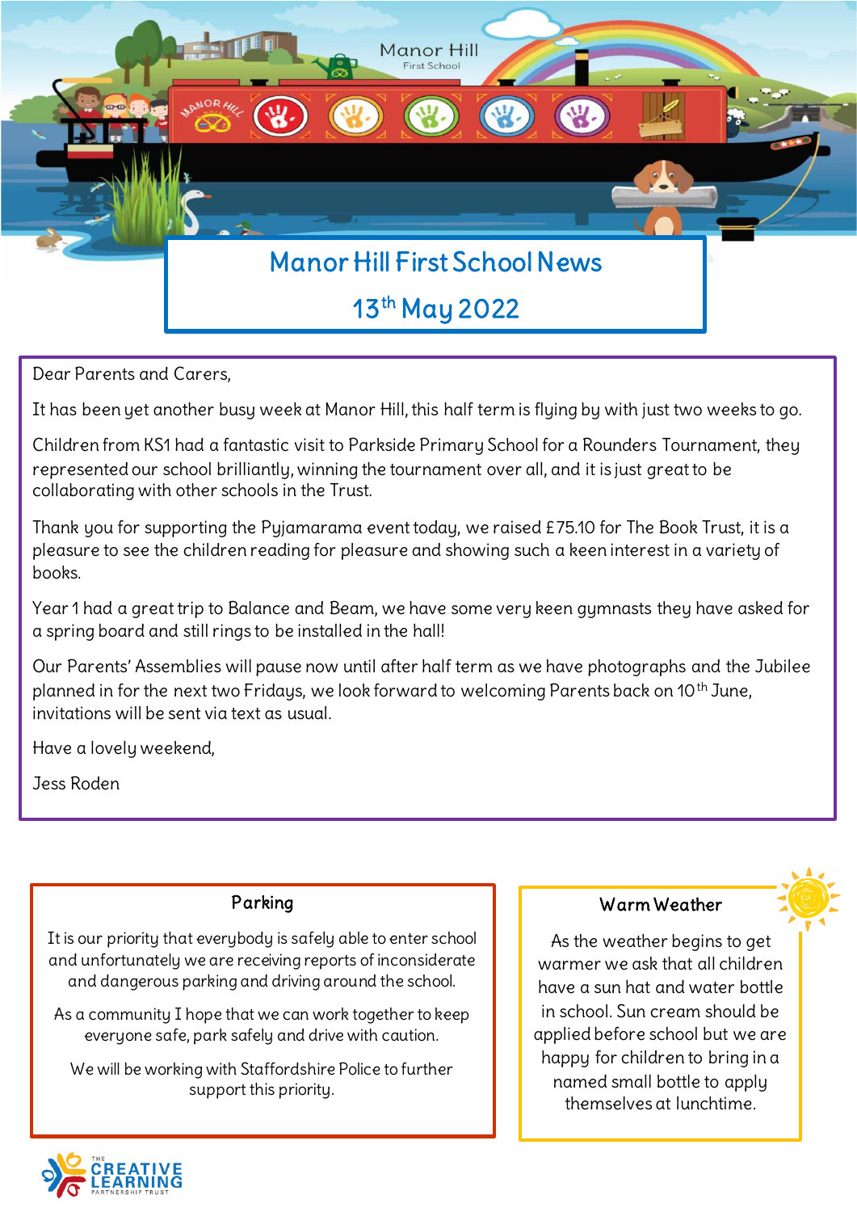# Manor Hill First School News

## 13th May 2022

Dear Parents and Carers,

It has been yet another busy week at Manor Hill, this half term is flying by with just two weeks to go.

Children from KS1 had a fantastic visit to Parkside Primary School for a Rounders Tournament, they represented our school brilliantly, winning the tournament over all, and it is just great to be collaborating with other schools in the Trust.

Thank you for supporting the Pyjamarama event today, we raised £75.10 for The Book Trust, it is a pleasure to see the children reading for pleasure and showing such a keen interest in a variety of books.

Year 1 had a great trip to Balance and Beam, we have some very keen gymnasts they have asked for a spring board and still rings to be installed in the hall!

Our Parents' Assemblies will pause now until after half term as we have photographs and the Jubilee planned in for the next two Fridays, we look forward to welcoming Parents back on 10th June, invitations will be sent via text as usual.

Have a lovely weekend,

Jess Roden

### Parking

It is our priority that everybody is safely able to enter school and unfortunately we are receiving reports of inconsiderate and dangerous parking and driving around the school.

As a community I hope that we can work together to keep everyone safe, park safely and drive with caution.

We will be working with Staffordshire Police to further support this priority.

### Warm Weather

As the weather begins to get warmer we ask that all children have a sun hat and water bottle in school. Sun cream should be applied before school but we are happy for children to bring in a named small bottle to apply themselves at lunchtime.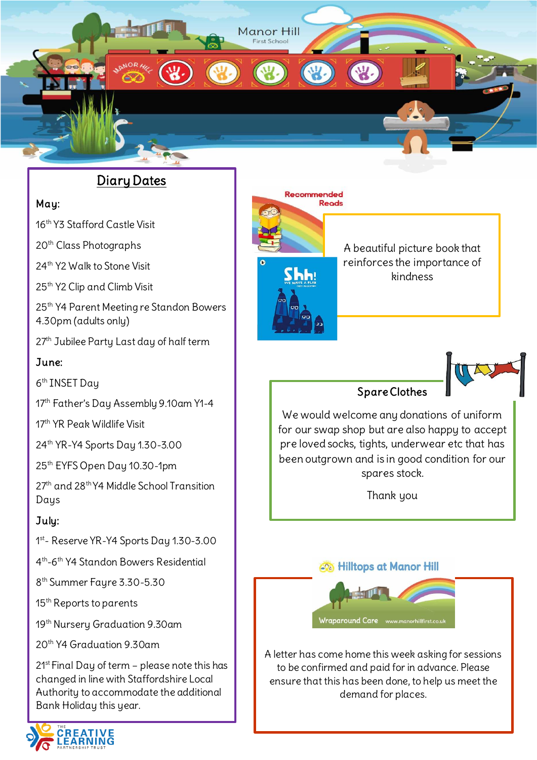## Diary Dates

**May:**

16th Y3 Stafford Castle Visit

20th Class Photographs

24th Y2 Walk to Stone Visit

25th Y2 Clip and Climb Visit

25th Y4 Parent Meeting re Standon Bowers 4.30pm (adults only)

27th Jubilee Party Last day of half term

**June:**

6th INSET Day

17th Father's Day Assembly 9.10am Y1-4

17th YR Peak Wildlife Visit

24th YR-Y4 Sports Day 1.30-3.00

25th EYFS Open Day 10.30-1pm

27th and 28th Y4 Middle School Transition Days

**July:**

1st- Reserve YR-Y4 Sports Day 1.30-3.00

4th-6th Y4 Standon Bowers Residential

8th Summer Fayre 3.30-5.30

15th Reports to parents

19th Nursery Graduation 9.30am

20th Y4 Graduation 9.30am

21st Final Day of term – please note this has changed in line with Staffordshire Local Authority to accommodate the additional Bank Holiday this year.

## Recommended Reads

A beautiful picture book that reinforces the importance of kindness

## Spare Clothes

We would welcome any donations of uniform for our swap shop but are also happy to accept pre loved socks, tights, underwear etc that has been outgrown and is in good condition for our spares stock.

Thank you

## Hilltops at Manor Hill

A letter has come home this week asking for sessions to be confirmed and paid for in advance. Please ensure that this has been done, to help us meet the demand for places.